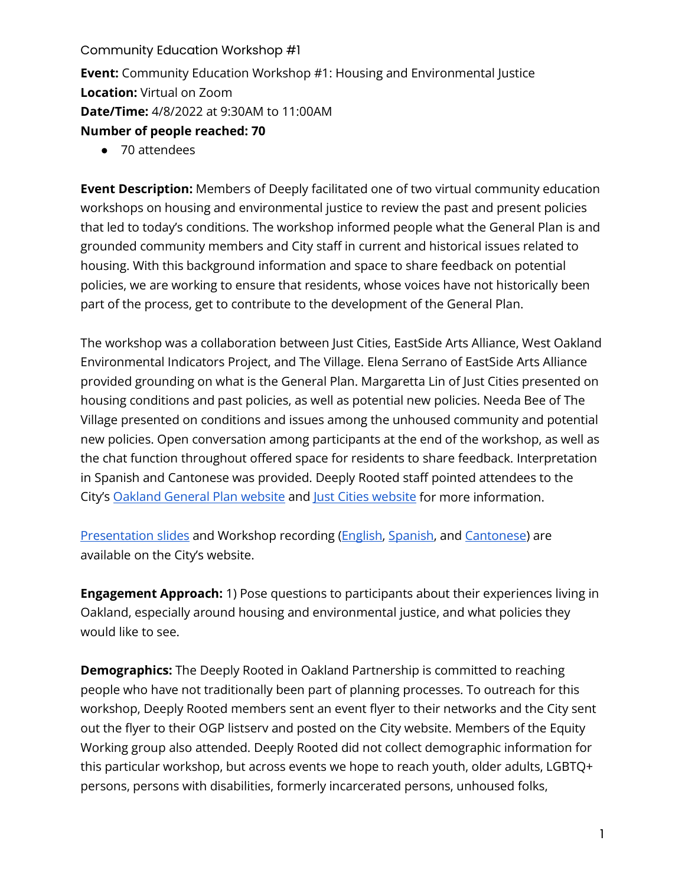Community Education Workshop #1

**Event:** Community Education Workshop #1: Housing and Environmental Justice
**Location:** Virtual on Zoom
**Date/Time:** 4/8/2022 at 9:30AM to 11:00AM
**Number of people reached: 70**

- 70 attendees

**Event Description:** Members of Deeply facilitated one of two virtual community education workshops on housing and environmental justice to review the past and present policies that led to today's conditions. The workshop informed people what the General Plan is and grounded community members and City staff in current and historical issues related to housing. With this background information and space to share feedback on potential policies, we are working to ensure that residents, whose voices have not historically been part of the process, get to contribute to the development of the General Plan.

The workshop was a collaboration between Just Cities, EastSide Arts Alliance, West Oakland Environmental Indicators Project, and The Village. Elena Serrano of EastSide Arts Alliance provided grounding on what is the General Plan. Margaretta Lin of Just Cities presented on housing conditions and past policies, as well as potential new policies. Needa Bee of The Village presented on conditions and issues among the unhoused community and potential new policies. Open conversation among participants at the end of the workshop, as well as the chat function throughout offered space for residents to share feedback. Interpretation in Spanish and Cantonese was provided. Deeply Rooted staff pointed attendees to the City's Oakland General Plan website and Just Cities website for more information.

Presentation slides and Workshop recording (English, Spanish, and Cantonese) are available on the City's website.

**Engagement Approach:** 1) Pose questions to participants about their experiences living in Oakland, especially around housing and environmental justice, and what policies they would like to see.

**Demographics:** The Deeply Rooted in Oakland Partnership is committed to reaching people who have not traditionally been part of planning processes. To outreach for this workshop, Deeply Rooted members sent an event flyer to their networks and the City sent out the flyer to their OGP listserv and posted on the City website. Members of the Equity Working group also attended. Deeply Rooted did not collect demographic information for this particular workshop, but across events we hope to reach youth, older adults, LGBTQ+ persons, persons with disabilities, formerly incarcerated persons, unhoused folks,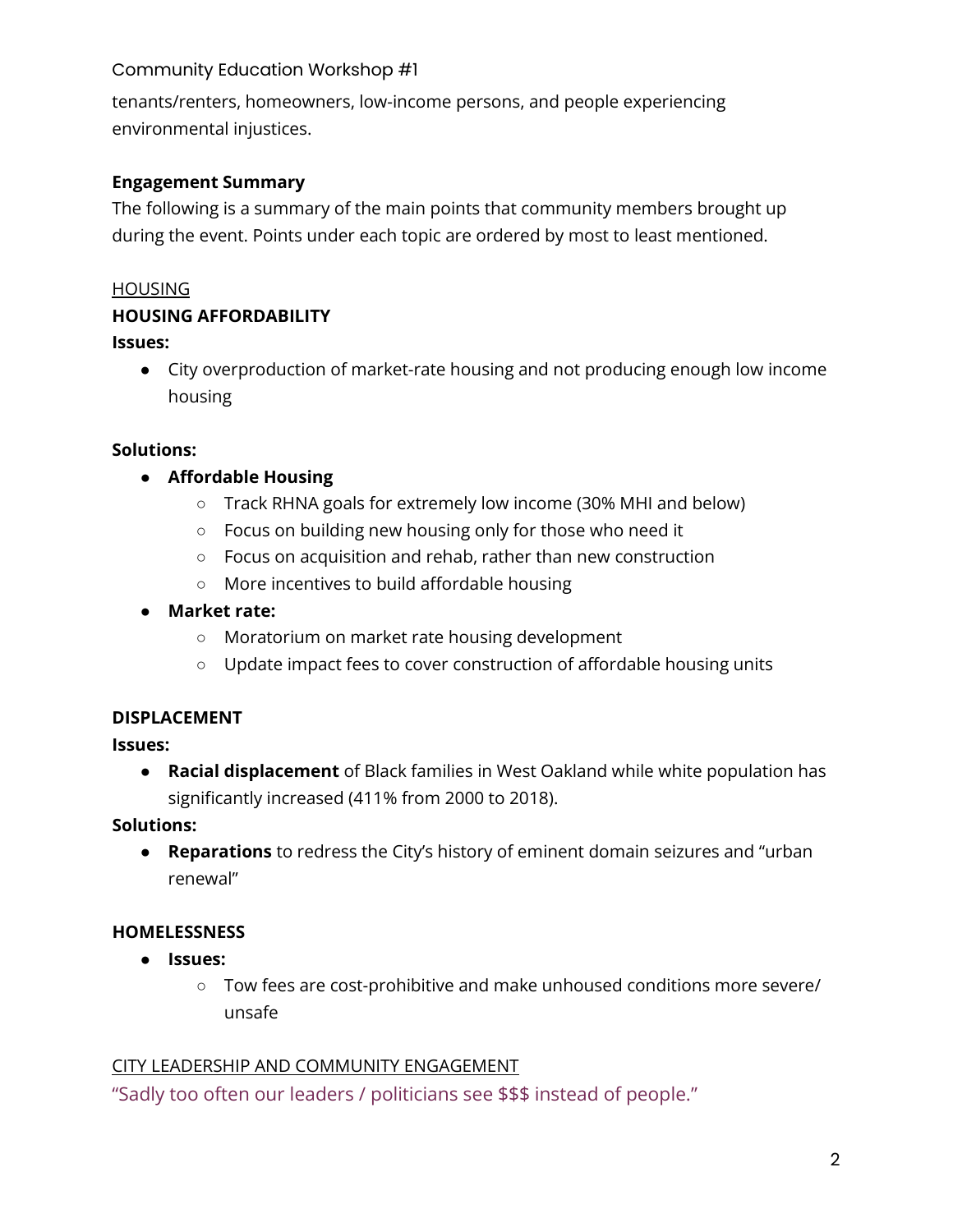tenants/renters, homeowners, low-income persons, and people experiencing environmental injustices.

**Engagement Summary**

The following is a summary of the main points that community members brought up during the event. Points under each topic are ordered by most to least mentioned.

## HOUSING

### HOUSING AFFORDABILITY

**Issues:**

- City overproduction of market-rate housing and not producing enough low income housing

**Solutions:**

- **Affordable Housing**
  - Track RHNA goals for extremely low income (30% MHI and below)
  - Focus on building new housing only for those who need it
  - Focus on acquisition and rehab, rather than new construction
  - More incentives to build affordable housing
- **Market rate:**
  - Moratorium on market rate housing development
  - Update impact fees to cover construction of affordable housing units

### DISPLACEMENT

**Issues:**

- **Racial displacement** of Black families in West Oakland while white population has significantly increased (411% from 2000 to 2018).

**Solutions:**

- **Reparations** to redress the City's history of eminent domain seizures and "urban renewal"

### HOMELESSNESS

- **Issues:**
  - Tow fees are cost-prohibitive and make unhoused conditions more severe/ unsafe

## CITY LEADERSHIP AND COMMUNITY ENGAGEMENT

"Sadly too often our leaders / politicians see $$$ instead of people."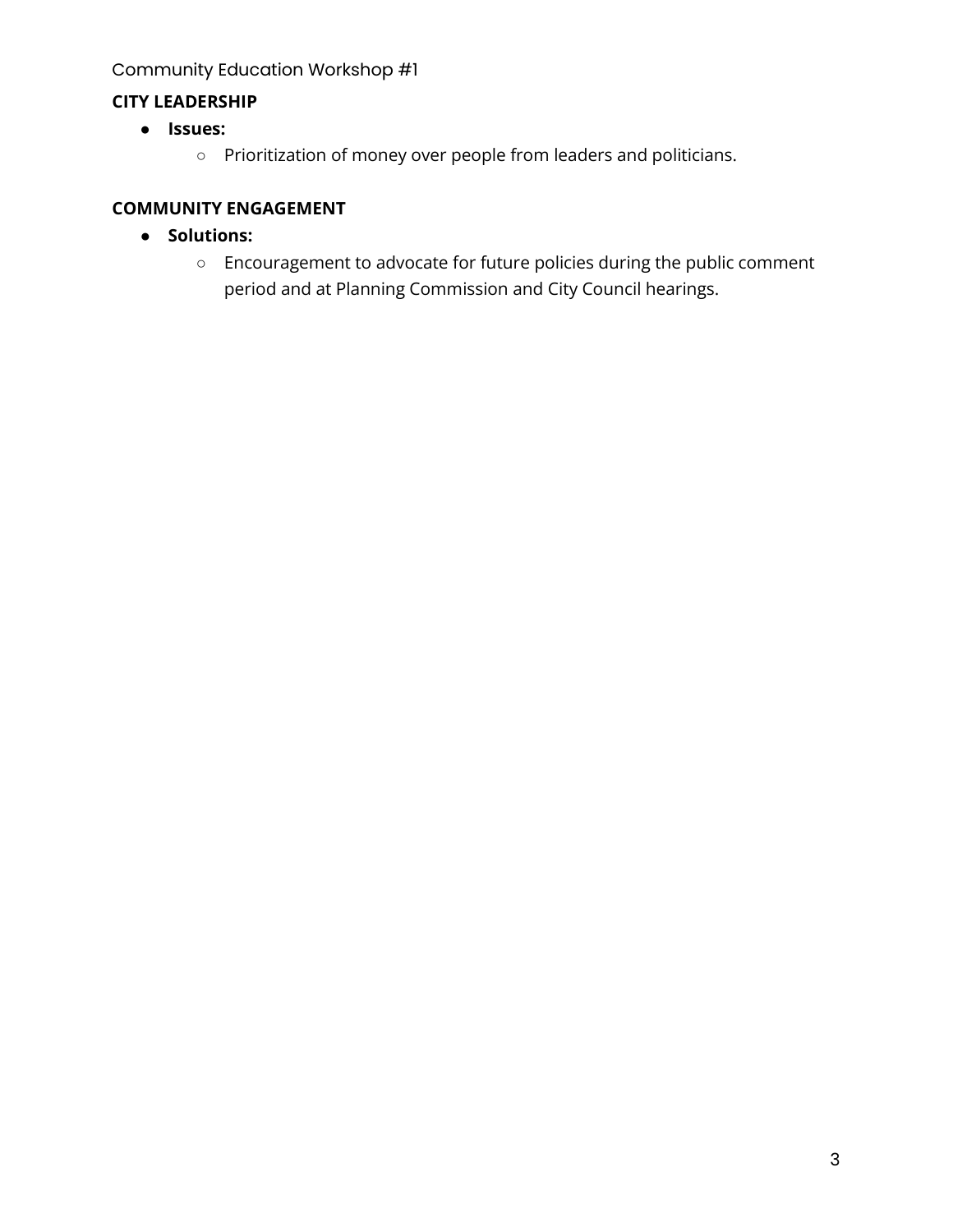**CITY LEADERSHIP**

- **Issues:**
  - Prioritization of money over people from leaders and politicians.

**COMMUNITY ENGAGEMENT**

- **Solutions:**
  - Encouragement to advocate for future policies during the public comment period and at Planning Commission and City Council hearings.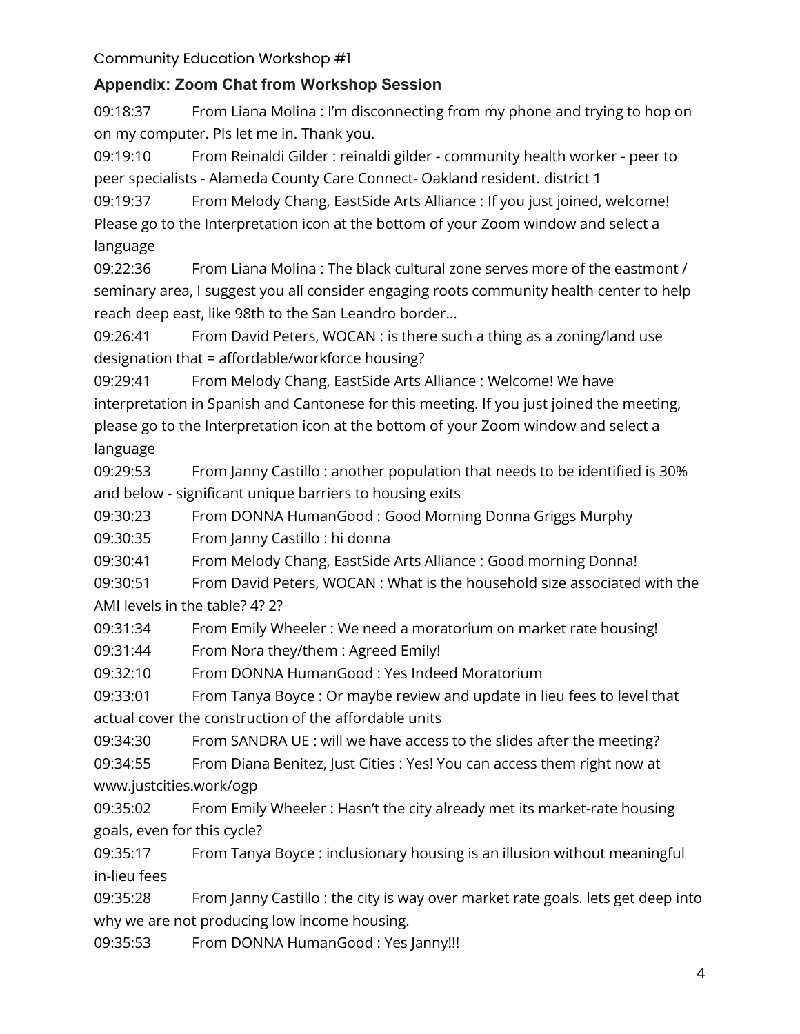Community Education Workshop #1

## Appendix: Zoom Chat from Workshop Session

09:18:37 From Liana Molina : I'm disconnecting from my phone and trying to hop on on my computer. Pls let me in. Thank you.

09:19:10 From Reinaldi Gilder : reinaldi gilder - community health worker - peer to peer specialists - Alameda County Care Connect- Oakland resident. district 1

09:19:37 From Melody Chang, EastSide Arts Alliance : If you just joined, welcome! Please go to the Interpretation icon at the bottom of your Zoom window and select a language

09:22:36 From Liana Molina : The black cultural zone serves more of the eastmont / seminary area, I suggest you all consider engaging roots community health center to help reach deep east, like 98th to the San Leandro border...

09:26:41 From David Peters, WOCAN : is there such a thing as a zoning/land use designation that = affordable/workforce housing?

09:29:41 From Melody Chang, EastSide Arts Alliance : Welcome! We have interpretation in Spanish and Cantonese for this meeting. If you just joined the meeting, please go to the Interpretation icon at the bottom of your Zoom window and select a language

09:29:53 From Janny Castillo : another population that needs to be identified is 30% and below - significant unique barriers to housing exits

09:30:23 From DONNA HumanGood : Good Morning Donna Griggs Murphy

09:30:35 From Janny Castillo : hi donna

09:30:41 From Melody Chang, EastSide Arts Alliance : Good morning Donna!

09:30:51 From David Peters, WOCAN : What is the household size associated with the AMI levels in the table? 4? 2?

09:31:34 From Emily Wheeler : We need a moratorium on market rate housing!

09:31:44 From Nora they/them : Agreed Emily!

09:32:10 From DONNA HumanGood : Yes Indeed Moratorium

09:33:01 From Tanya Boyce : Or maybe review and update in lieu fees to level that actual cover the construction of the affordable units

09:34:30 From SANDRA UE : will we have access to the slides after the meeting?

09:34:55 From Diana Benitez, Just Cities : Yes! You can access them right now at www.justcities.work/ogp

09:35:02 From Emily Wheeler : Hasn't the city already met its market-rate housing goals, even for this cycle?

09:35:17 From Tanya Boyce : inclusionary housing is an illusion without meaningful in-lieu fees

09:35:28 From Janny Castillo : the city is way over market rate goals. lets get deep into why we are not producing low income housing.

09:35:53 From DONNA HumanGood : Yes Janny!!!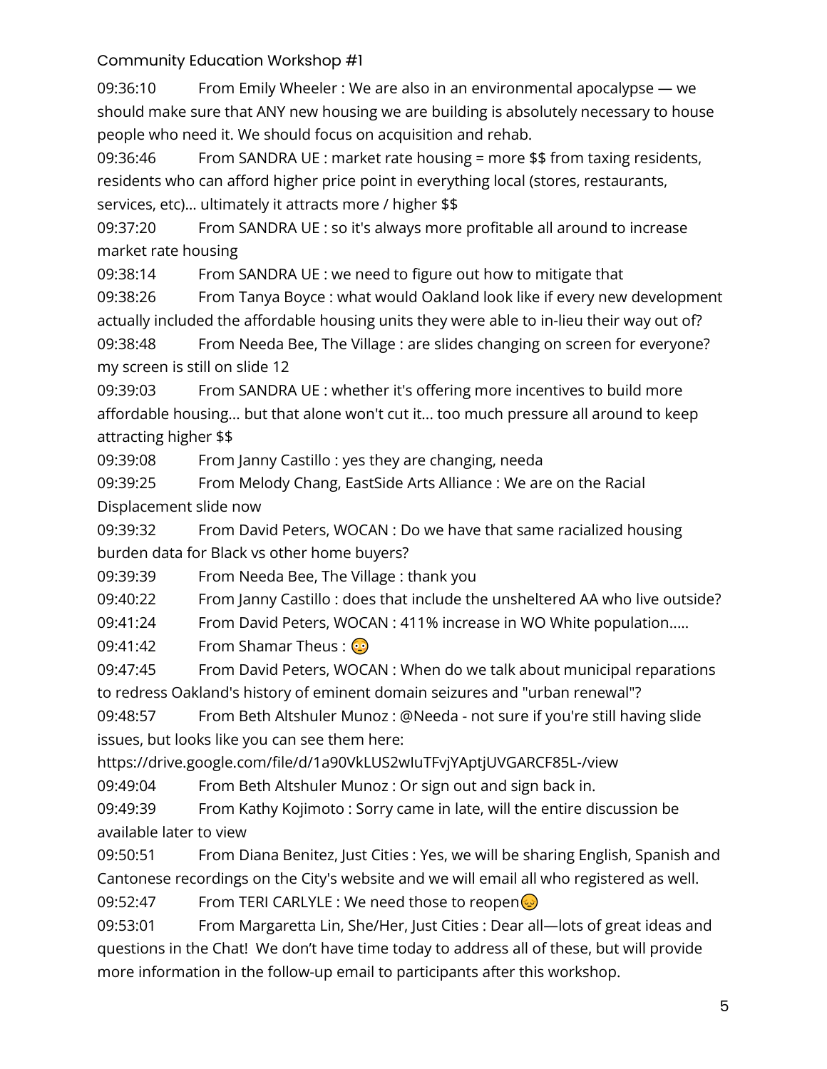Community Education Workshop #1

09:36:10 From Emily Wheeler : We are also in an environmental apocalypse — we should make sure that ANY new housing we are building is absolutely necessary to house people who need it. We should focus on acquisition and rehab.

09:36:46 From SANDRA UE : market rate housing = more $$ from taxing residents, residents who can afford higher price point in everything local (stores, restaurants, services, etc)... ultimately it attracts more / higher $$

09:37:20 From SANDRA UE : so it's always more profitable all around to increase market rate housing

09:38:14 From SANDRA UE : we need to figure out how to mitigate that

09:38:26 From Tanya Boyce : what would Oakland look like if every new development actually included the affordable housing units they were able to in-lieu their way out of?

09:38:48 From Needa Bee, The Village : are slides changing on screen for everyone? my screen is still on slide 12

09:39:03 From SANDRA UE : whether it's offering more incentives to build more affordable housing... but that alone won't cut it... too much pressure all around to keep attracting higher $$

09:39:08 From Janny Castillo : yes they are changing, needa

09:39:25 From Melody Chang, EastSide Arts Alliance : We are on the Racial Displacement slide now

09:39:32 From David Peters, WOCAN : Do we have that same racialized housing burden data for Black vs other home buyers?

09:39:39 From Needa Bee, The Village : thank you

09:40:22 From Janny Castillo : does that include the unsheltered AA who live outside?

09:41:24 From David Peters, WOCAN : 411% increase in WO White population.....

09:41:42 From Shamar Theus : 😳

09:47:45 From David Peters, WOCAN : When do we talk about municipal reparations to redress Oakland's history of eminent domain seizures and "urban renewal"?

09:48:57 From Beth Altshuler Munoz : @Needa - not sure if you're still having slide issues, but looks like you can see them here: https://drive.google.com/file/d/1a90VkLUS2wIuTFvjYAptjUVGARCF85L-/view

09:49:04 From Beth Altshuler Munoz : Or sign out and sign back in.

09:49:39 From Kathy Kojimoto : Sorry came in late, will the entire discussion be available later to view

09:50:51 From Diana Benitez, Just Cities : Yes, we will be sharing English, Spanish and Cantonese recordings on the City's website and we will email all who registered as well.

09:52:47 From TERI CARLYLE : We need those to reopen😔

09:53:01 From Margaretta Lin, She/Her, Just Cities : Dear all—lots of great ideas and questions in the Chat! We don't have time today to address all of these, but will provide more information in the follow-up email to participants after this workshop.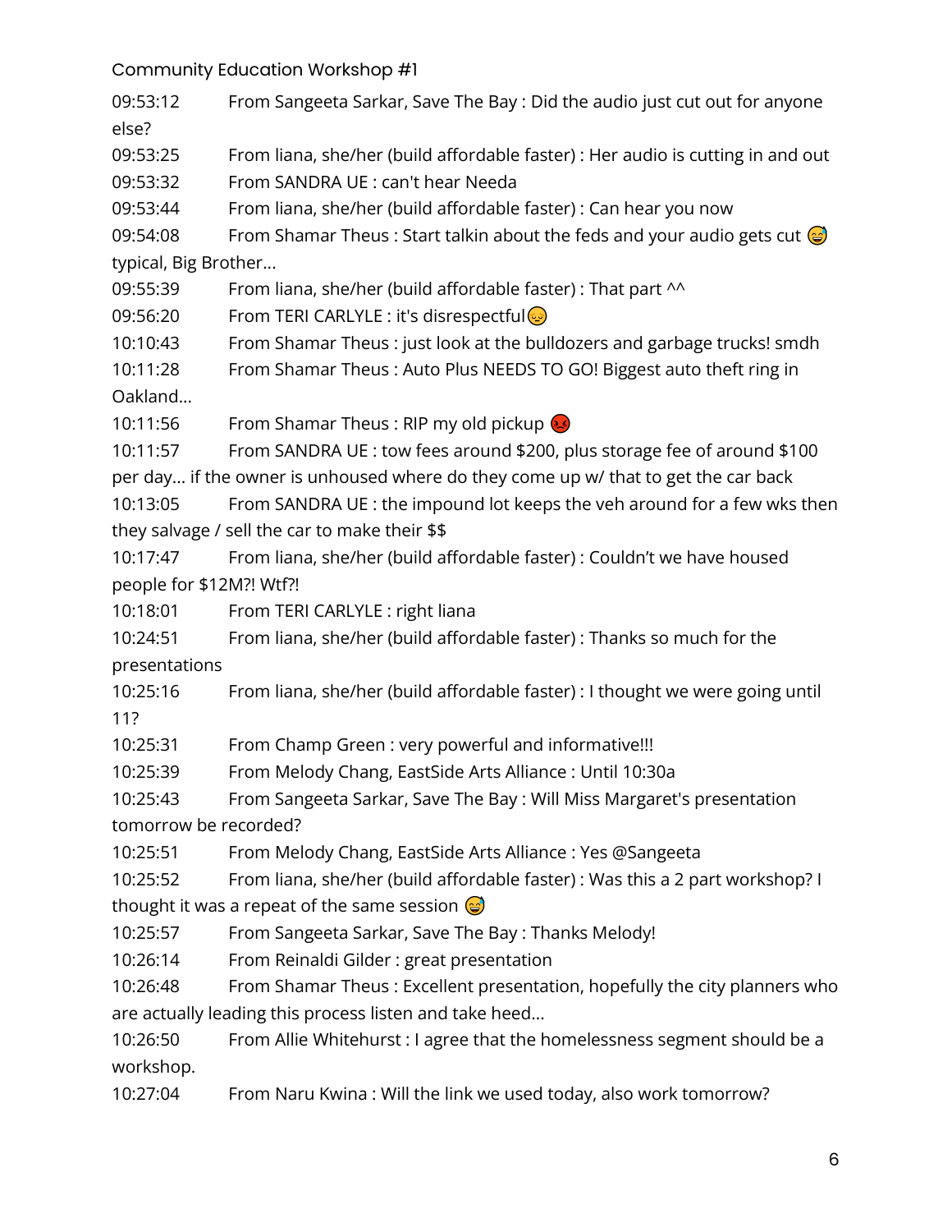09:53:12 From Sangeeta Sarkar, Save The Bay : Did the audio just cut out for anyone else?

09:53:25 From liana, she/her (build affordable faster) : Her audio is cutting in and out

09:53:32 From SANDRA UE : can't hear Needa

09:53:44 From liana, she/her (build affordable faster) : Can hear you now

09:54:08 From Shamar Theus : Start talkin about the feds and your audio gets cut 😅 typical, Big Brother...

09:55:39 From liana, she/her (build affordable faster) : That part ^^

09:56:20 From TERI CARLYLE : it's disrespectful😔

10:10:43 From Shamar Theus : just look at the bulldozers and garbage trucks! smdh

10:11:28 From Shamar Theus : Auto Plus NEEDS TO GO! Biggest auto theft ring in Oakland...

10:11:56 From Shamar Theus : RIP my old pickup 😡

10:11:57 From SANDRA UE : tow fees around $200, plus storage fee of around $100 per day... if the owner is unhoused where do they come up w/ that to get the car back

10:13:05 From SANDRA UE : the impound lot keeps the veh around for a few wks then they salvage / sell the car to make their $$

10:17:47 From liana, she/her (build affordable faster) : Couldn't we have housed people for $12M?! Wtf?!

10:18:01 From TERI CARLYLE : right liana

10:24:51 From liana, she/her (build affordable faster) : Thanks so much for the presentations

10:25:16 From liana, she/her (build affordable faster) : I thought we were going until 11?

10:25:31 From Champ Green : very powerful and informative!!!

10:25:39 From Melody Chang, EastSide Arts Alliance : Until 10:30a

10:25:43 From Sangeeta Sarkar, Save The Bay : Will Miss Margaret's presentation tomorrow be recorded?

10:25:51 From Melody Chang, EastSide Arts Alliance : Yes @Sangeeta

10:25:52 From liana, she/her (build affordable faster) : Was this a 2 part workshop? I thought it was a repeat of the same session 😅

10:25:57 From Sangeeta Sarkar, Save The Bay : Thanks Melody!

10:26:14 From Reinaldi Gilder : great presentation

10:26:48 From Shamar Theus : Excellent presentation, hopefully the city planners who are actually leading this process listen and take heed...

10:26:50 From Allie Whitehurst : I agree that the homelessness segment should be a workshop.

10:27:04 From Naru Kwina : Will the link we used today, also work tomorrow?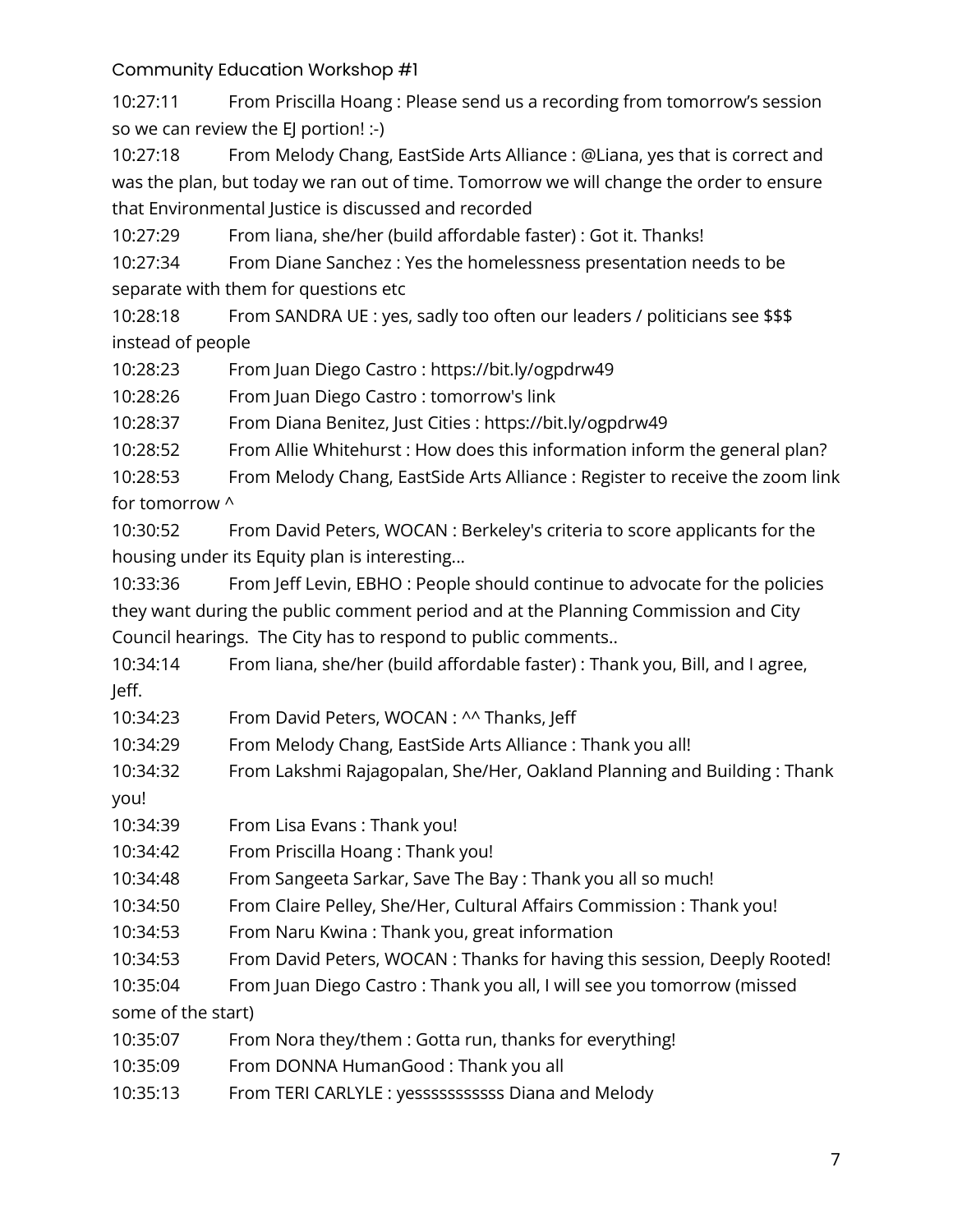Community Education Workshop #1

10:27:11 From Priscilla Hoang : Please send us a recording from tomorrow's session so we can review the EJ portion! :-)

10:27:18 From Melody Chang, EastSide Arts Alliance : @Liana, yes that is correct and was the plan, but today we ran out of time. Tomorrow we will change the order to ensure that Environmental Justice is discussed and recorded

10:27:29 From liana, she/her (build affordable faster) : Got it. Thanks!

10:27:34 From Diane Sanchez : Yes the homelessness presentation needs to be separate with them for questions etc

10:28:18 From SANDRA UE : yes, sadly too often our leaders / politicians see $$$ instead of people

10:28:23 From Juan Diego Castro : https://bit.ly/ogpdrw49

10:28:26 From Juan Diego Castro : tomorrow's link

10:28:37 From Diana Benitez, Just Cities : https://bit.ly/ogpdrw49

10:28:52 From Allie Whitehurst : How does this information inform the general plan?

10:28:53 From Melody Chang, EastSide Arts Alliance : Register to receive the zoom link for tomorrow ^

10:30:52 From David Peters, WOCAN : Berkeley's criteria to score applicants for the housing under its Equity plan is interesting...

10:33:36 From Jeff Levin, EBHO : People should continue to advocate for the policies they want during the public comment period and at the Planning Commission and City Council hearings. The City has to respond to public comments..

10:34:14 From liana, she/her (build affordable faster) : Thank you, Bill, and I agree, Jeff.

10:34:23 From David Peters, WOCAN : ^^ Thanks, Jeff

10:34:29 From Melody Chang, EastSide Arts Alliance : Thank you all!

10:34:32 From Lakshmi Rajagopalan, She/Her, Oakland Planning and Building : Thank you!

10:34:39 From Lisa Evans : Thank you!

10:34:42 From Priscilla Hoang : Thank you!

10:34:48 From Sangeeta Sarkar, Save The Bay : Thank you all so much!

10:34:50 From Claire Pelley, She/Her, Cultural Affairs Commission : Thank you!

10:34:53 From Naru Kwina : Thank you, great information

10:34:53 From David Peters, WOCAN : Thanks for having this session, Deeply Rooted!

10:35:04 From Juan Diego Castro : Thank you all, I will see you tomorrow (missed some of the start)

10:35:07 From Nora they/them : Gotta run, thanks for everything!

10:35:09 From DONNA HumanGood : Thank you all

10:35:13 From TERI CARLYLE : yessssssssss Diana and Melody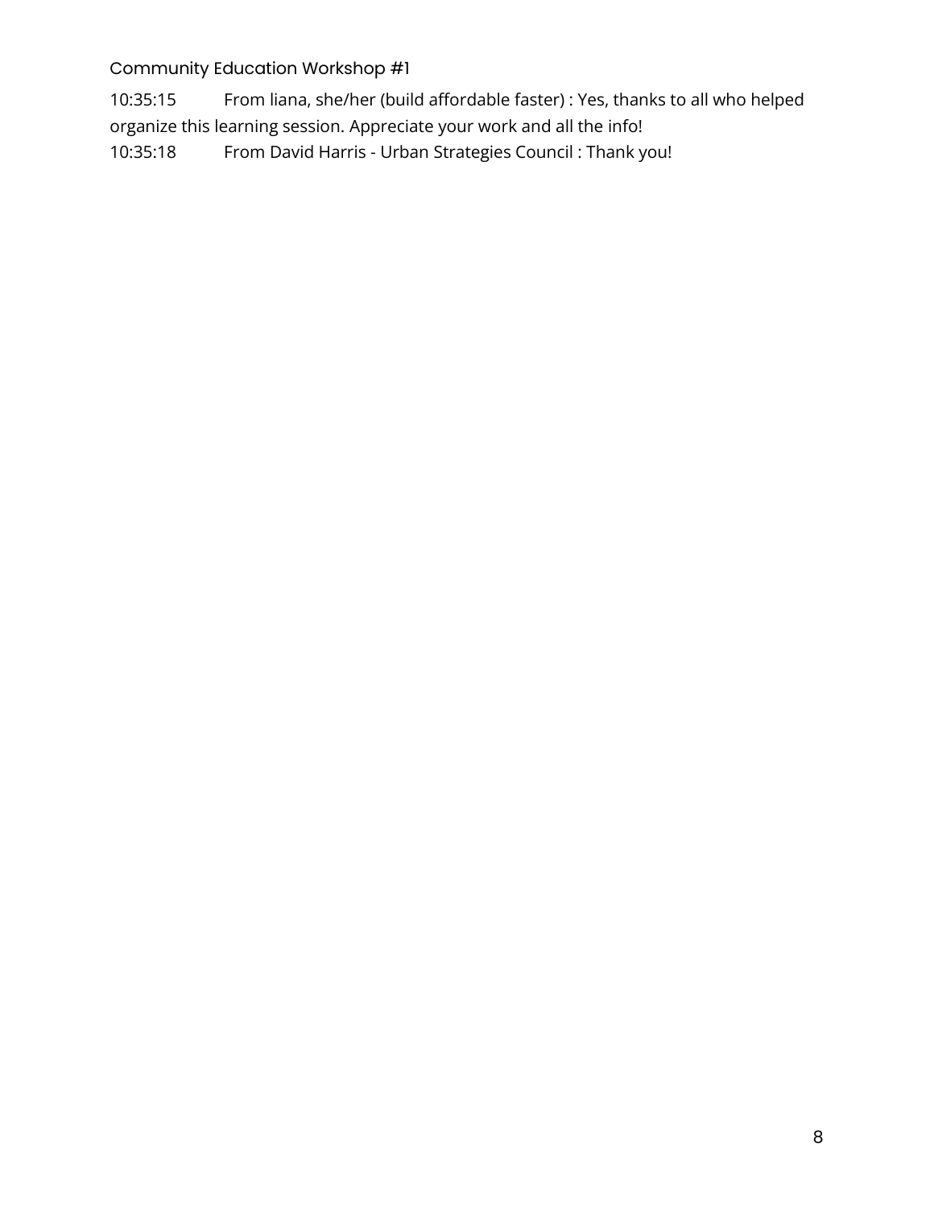10:35:15 From liana, she/her (build affordable faster) : Yes, thanks to all who helped organize this learning session. Appreciate your work and all the info!

10:35:18 From David Harris - Urban Strategies Council : Thank you!